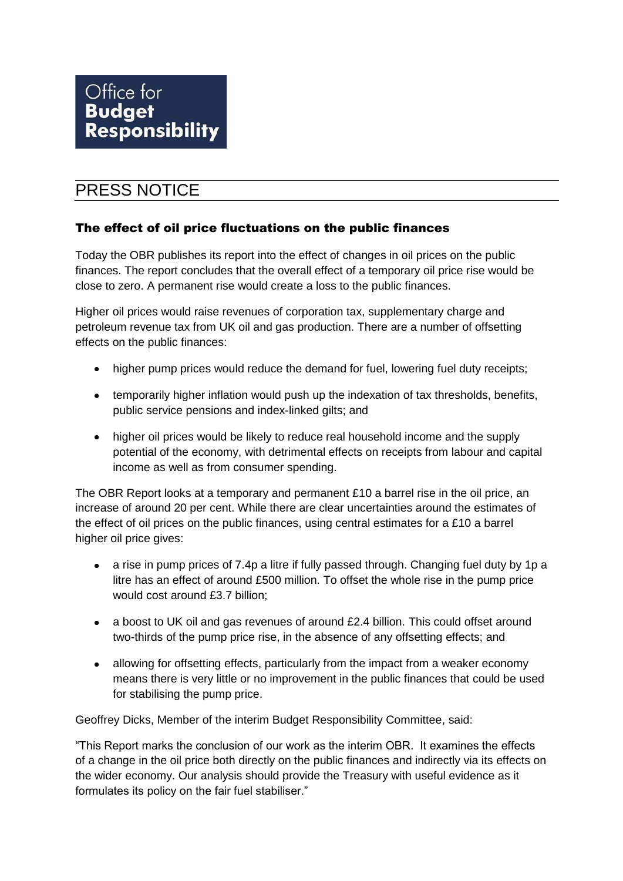Office for
**Budget**
**Responsibility**

# PRESS NOTICE

## The effect of oil price fluctuations on the public finances

Today the OBR publishes its report into the effect of changes in oil prices on the public finances. The report concludes that the overall effect of a temporary oil price rise would be close to zero. A permanent rise would create a loss to the public finances.

Higher oil prices would raise revenues of corporation tax, supplementary charge and petroleum revenue tax from UK oil and gas production. There are a number of offsetting effects on the public finances:

- higher pump prices would reduce the demand for fuel, lowering fuel duty receipts;
- temporarily higher inflation would push up the indexation of tax thresholds, benefits, public service pensions and index-linked gilts; and
- higher oil prices would be likely to reduce real household income and the supply potential of the economy, with detrimental effects on receipts from labour and capital income as well as from consumer spending.

The OBR Report looks at a temporary and permanent £10 a barrel rise in the oil price, an increase of around 20 per cent. While there are clear uncertainties around the estimates of the effect of oil prices on the public finances, using central estimates for a £10 a barrel higher oil price gives:

- a rise in pump prices of 7.4p a litre if fully passed through. Changing fuel duty by 1p a litre has an effect of around £500 million. To offset the whole rise in the pump price would cost around £3.7 billion;
- a boost to UK oil and gas revenues of around £2.4 billion. This could offset around two-thirds of the pump price rise, in the absence of any offsetting effects; and
- allowing for offsetting effects, particularly from the impact from a weaker economy means there is very little or no improvement in the public finances that could be used for stabilising the pump price.

Geoffrey Dicks, Member of the interim Budget Responsibility Committee, said:

"This Report marks the conclusion of our work as the interim OBR. It examines the effects of a change in the oil price both directly on the public finances and indirectly via its effects on the wider economy. Our analysis should provide the Treasury with useful evidence as it formulates its policy on the fair fuel stabiliser."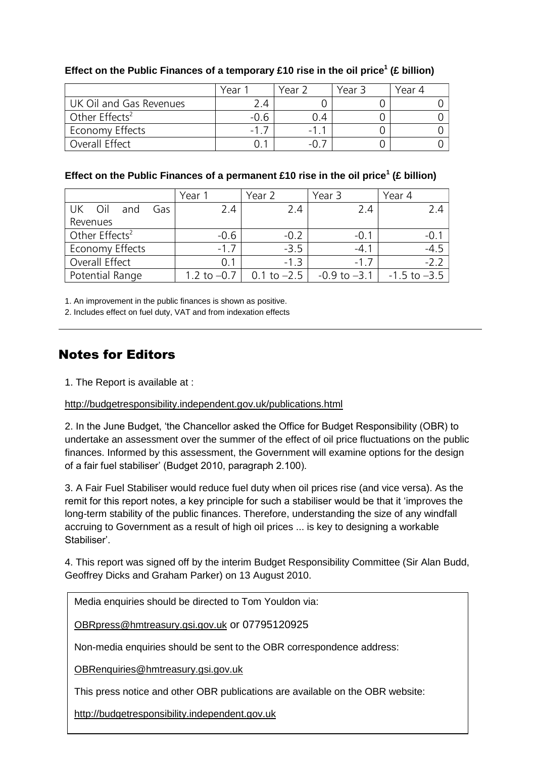**Effect on the Public Finances of a temporary £10 rise in the oil price[1] (£ billion)**

| | Year 1 | Year 2 | Year 3 | Year 4 |
|---|---|---|---|---|
| UK Oil and Gas Revenues | 2.4 | 0 | 0 | 0 |
| Other Effects[2] | -0.6 | 0.4 | 0 | 0 |
| Economy Effects | -1.7 | -1.1 | 0 | 0 |
| Overall Effect | 0.1 | -0.7 | 0 | 0 |

**Effect on the Public Finances of a permanent £10 rise in the oil price[1] (£ billion)**

| | Year 1 | Year 2 | Year 3 | Year 4 |
|---|---|---|---|---|
| UK Oil and Gas Revenues | 2.4 | 2.4 | 2.4 | 2.4 |
| Other Effects[2] | -0.6 | -0.2 | -0.1 | -0.1 |
| Economy Effects | -1.7 | -3.5 | -4.1 | -4.5 |
| Overall Effect | 0.1 | -1.3 | -1.7 | -2.2 |
| Potential Range | 1.2 to –0.7 | 0.1 to –2.5 | -0.9 to –3.1 | -1.5 to –3.5 |

1. An improvement in the public finances is shown as positive.

2. Includes effect on fuel duty, VAT and from indexation effects

## Notes for Editors

1. The Report is available at :

http://budgetresponsibility.independent.gov.uk/publications.html

2. In the June Budget, 'the Chancellor asked the Office for Budget Responsibility (OBR) to undertake an assessment over the summer of the effect of oil price fluctuations on the public finances. Informed by this assessment, the Government will examine options for the design of a fair fuel stabiliser' (Budget 2010, paragraph 2.100).

3. A Fair Fuel Stabiliser would reduce fuel duty when oil prices rise (and vice versa). As the remit for this report notes, a key principle for such a stabiliser would be that it 'improves the long-term stability of the public finances. Therefore, understanding the size of any windfall accruing to Government as a result of high oil prices ... is key to designing a workable Stabiliser'.

4. This report was signed off by the interim Budget Responsibility Committee (Sir Alan Budd, Geoffrey Dicks and Graham Parker) on 13 August 2010.

Media enquiries should be directed to Tom Youldon via:

OBRpress@hmtreasury.gsi.gov.uk or 07795120925

Non-media enquiries should be sent to the OBR correspondence address:

OBRenquiries@hmtreasury.gsi.gov.uk

This press notice and other OBR publications are available on the OBR website:

http://budgetresponsibility.independent.gov.uk